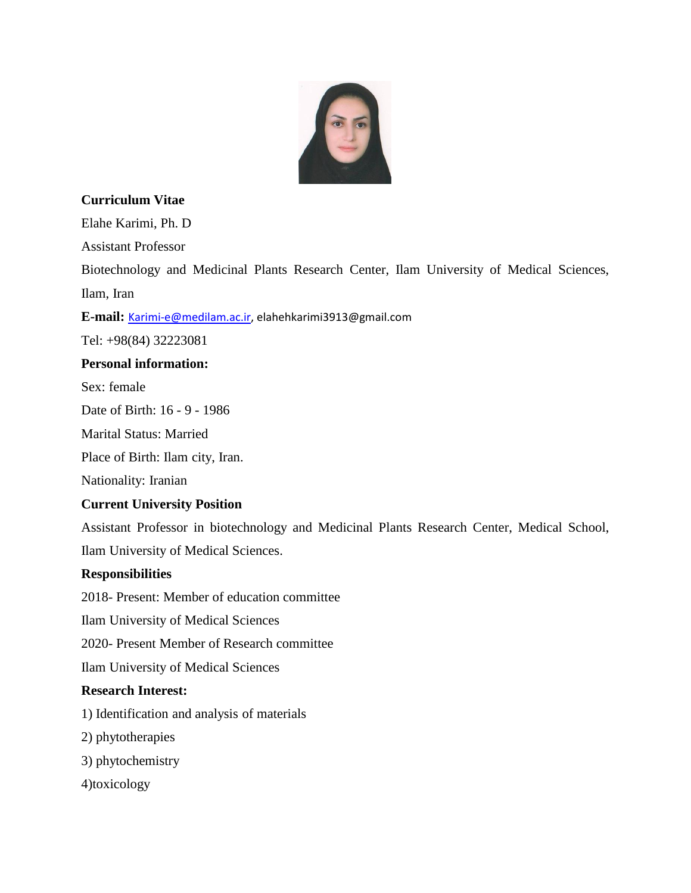**Curriculum Vitae**

Elahe Karimi, Ph. D

Assistant Professor

Biotechnology and Medicinal Plants Research Center, Ilam University of Medical Sciences, Ilam, Iran

**E-mail:** Karimi-e@medilam.ac.ir, elahehkarimi3913@gmail.com

Tel: +98(84) 32223081

**Personal information:**

Sex: female

Date of Birth: 16 - 9 - 1986

Marital Status: Married

Place of Birth: Ilam city, Iran.

Nationality: Iranian

**Current University Position**

Assistant Professor in biotechnology and Medicinal Plants Research Center, Medical School, Ilam University of Medical Sciences.

**Responsibilities**

2018- Present: Member of education committee

Ilam University of Medical Sciences

2020- Present Member of Research committee

Ilam University of Medical Sciences

**Research Interest:**

1) Identification and analysis of materials

2) phytotherapies

3) phytochemistry

4)toxicology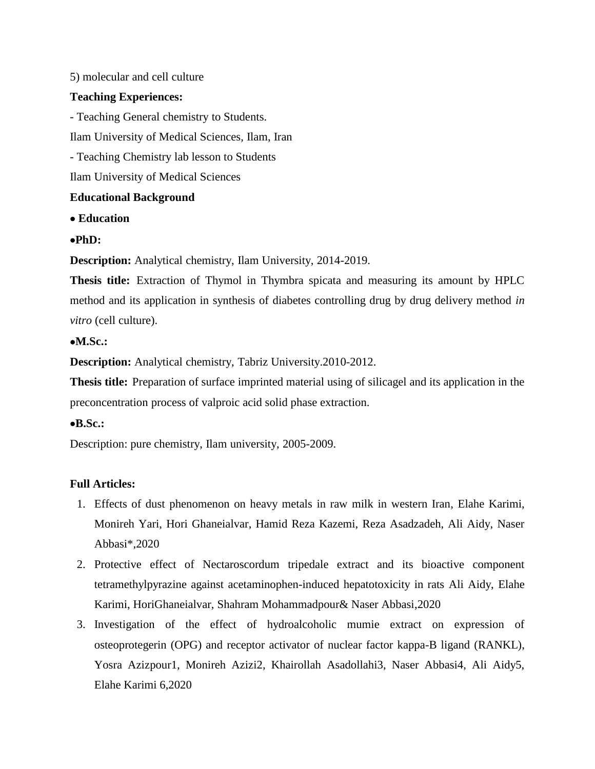5) molecular and cell culture

**Teaching Experiences:**

- Teaching General chemistry to Students.

Ilam University of Medical Sciences, Ilam, Iran

- Teaching Chemistry lab lesson to Students

Ilam University of Medical Sciences

**Educational Background**

• **Education**

•**PhD:**

**Description:** Analytical chemistry, Ilam University, 2014-2019.

**Thesis title:** Extraction of Thymol in Thymbra spicata and measuring its amount by HPLC method and its application in synthesis of diabetes controlling drug by drug delivery method *in vitro* (cell culture).

•**M.Sc.:**

**Description:** Analytical chemistry, Tabriz University.2010-2012.

**Thesis title:** Preparation of surface imprinted material using of silicagel and its application in the preconcentration process of valproic acid solid phase extraction.

•**B.Sc.:**

Description: pure chemistry, Ilam university, 2005-2009.

**Full Articles:**

1. Effects of dust phenomenon on heavy metals in raw milk in western Iran, Elahe Karimi, Monireh Yari, Hori Ghaneialvar, Hamid Reza Kazemi, Reza Asadzadeh, Ali Aidy, Naser Abbasi*,2020
2. Protective effect of Nectaroscordum tripedale extract and its bioactive component tetramethylpyrazine against acetaminophen-induced hepatotoxicity in rats Ali Aidy, Elahe Karimi, HoriGhaneialvar, Shahram Mohammadpour& Naser Abbasi,2020
3. Investigation of the effect of hydroalcoholic mumie extract on expression of osteoprotegerin (OPG) and receptor activator of nuclear factor kappa-B ligand (RANKL), Yosra Azizpour1, Monireh Azizi2, Khairollah Asadollahi3, Naser Abbasi4, Ali Aidy5, Elahe Karimi 6,2020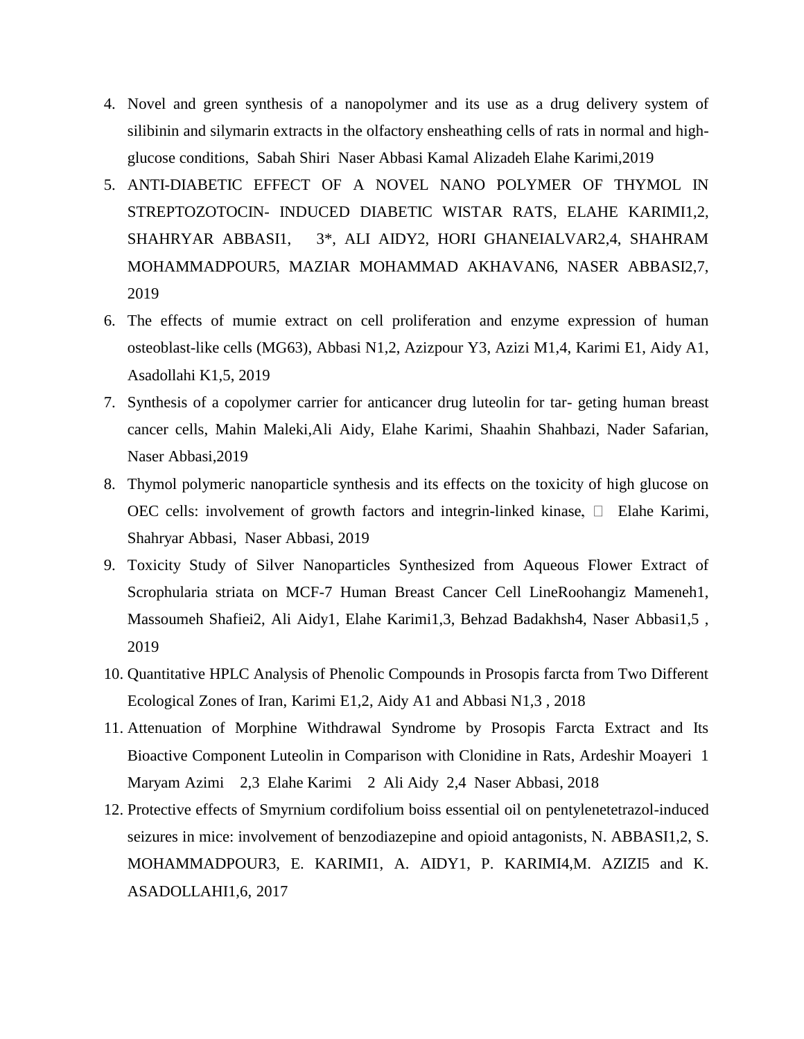4. Novel and green synthesis of a nanopolymer and its use as a drug delivery system of silibinin and silymarin extracts in the olfactory ensheathing cells of rats in normal and high-glucose conditions, Sabah Shiri Naser Abbasi Kamal Alizadeh Elahe Karimi,2019
5. ANTI-DIABETIC EFFECT OF A NOVEL NANO POLYMER OF THYMOL IN STREPTOZOTOCIN- INDUCED DIABETIC WISTAR RATS, ELAHE KARIMI[1,2], SHAHRYAR ABBASI[1, 3*], ALI AIDY[2], HORI GHANEIALVAR[2,4], SHAHRAM MOHAMMADPOUR[5], MAZIAR MOHAMMAD AKHAVAN[6], NASER ABBASI[2,7], 2019
6. The effects of mumie extract on cell proliferation and enzyme expression of human osteoblast-like cells (MG63), Abbasi N[1,2], Azizpour Y[3], Azizi M[1,4], Karimi E[1], Aidy A[1], Asadollahi K[1,5], 2019
7. Synthesis of a copolymer carrier for anticancer drug luteolin for tar- geting human breast cancer cells, Mahin Maleki,Ali Aidy, Elahe Karimi, Shaahin Shahbazi, Nader Safarian, Naser Abbasi,2019
8. Thymol polymeric nanoparticle synthesis and its effects on the toxicity of high glucose on OEC cells: involvement of growth factors and integrin-linked kinase,  Elahe Karimi, Shahryar Abbasi, Naser Abbasi, 2019
9. Toxicity Study of Silver Nanoparticles Synthesized from Aqueous Flower Extract of Scrophularia striata on MCF-7 Human Breast Cancer Cell LineRoohangiz Mameneh[1], Massoumeh Shafiei[2], Ali Aidy[1], Elahe Karimi[1,3], Behzad Badakhsh[4], Naser Abbasi[1,5] , 2019
10. Quantitative HPLC Analysis of Phenolic Compounds in Prosopis farcta from Two Different Ecological Zones of Iran, Karimi E[1,2], Aidy A[1] and Abbasi N[1,3] , 2018
11. Attenuation of Morphine Withdrawal Syndrome by Prosopis Farcta Extract and Its Bioactive Component Luteolin in Comparison with Clonidine in Rats, Ardeshir Moayeri [1] Maryam Azimi [2,3] Elahe Karimi [2] Ali Aidy [2,4] Naser Abbasi, 2018
12. Protective effects of Smyrnium cordifolium boiss essential oil on pentylenetetrazol-induced seizures in mice: involvement of benzodiazepine and opioid antagonists, N. ABBASI[1,2], S. MOHAMMADPOUR[3], E. KARIMI[1], A. AIDY[1], P. KARIMI[4],M. AZIZI[5] and K. ASADOLLAHI[1,6], 2017